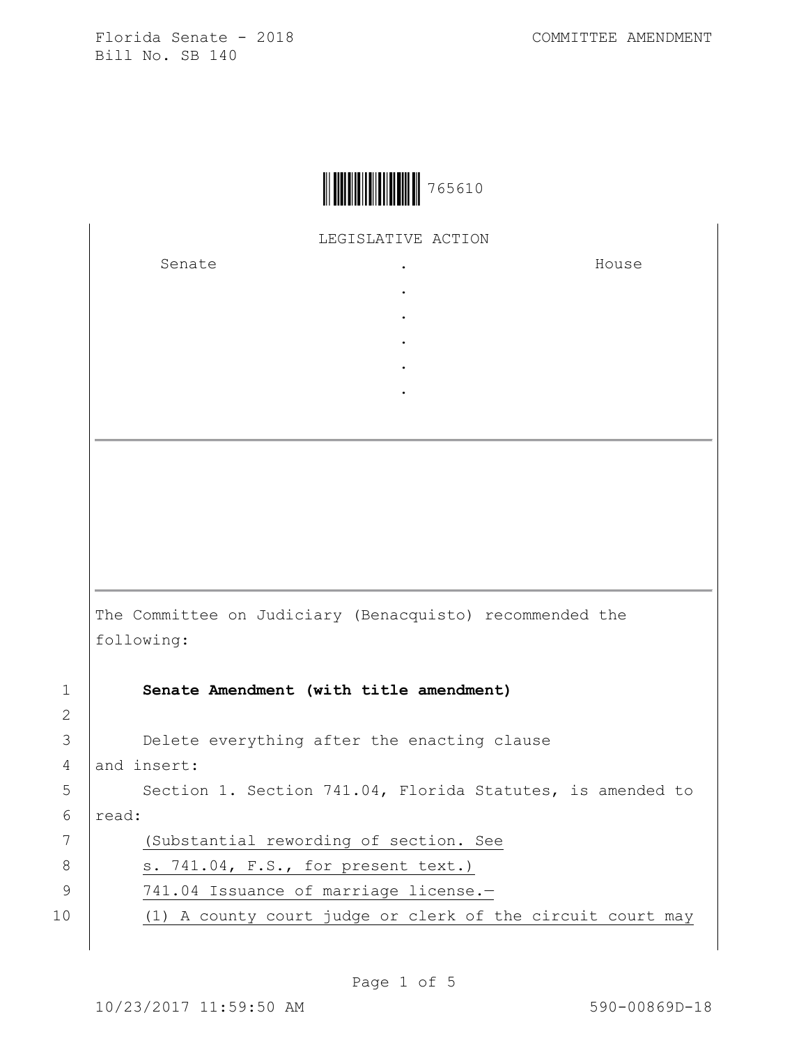Florida Senate - 2018
Bill No. SB 140

COMMITTEE AMENDMENT

765610

LEGISLATIVE ACTION

| Senate | . | House |
|---|---|---|
| | . | |
| | . | |
| | . | |
| | . | |
| | . | |

The Committee on Judiciary (Benacquisto) recommended the following:

1 **Senate Amendment (with title amendment)**
2
3 Delete everything after the enacting clause
4 and insert:
5 Section 1. Section 741.04, Florida Statutes, is amended to
6 read:
7 (Substantial rewording of section. See
8 s. 741.04, F.S., for present text.)
9 741.04 Issuance of marriage license.—
10 (1) A county court judge or clerk of the circuit court may

10/23/2017 11:59:50 AM 590-00869D-18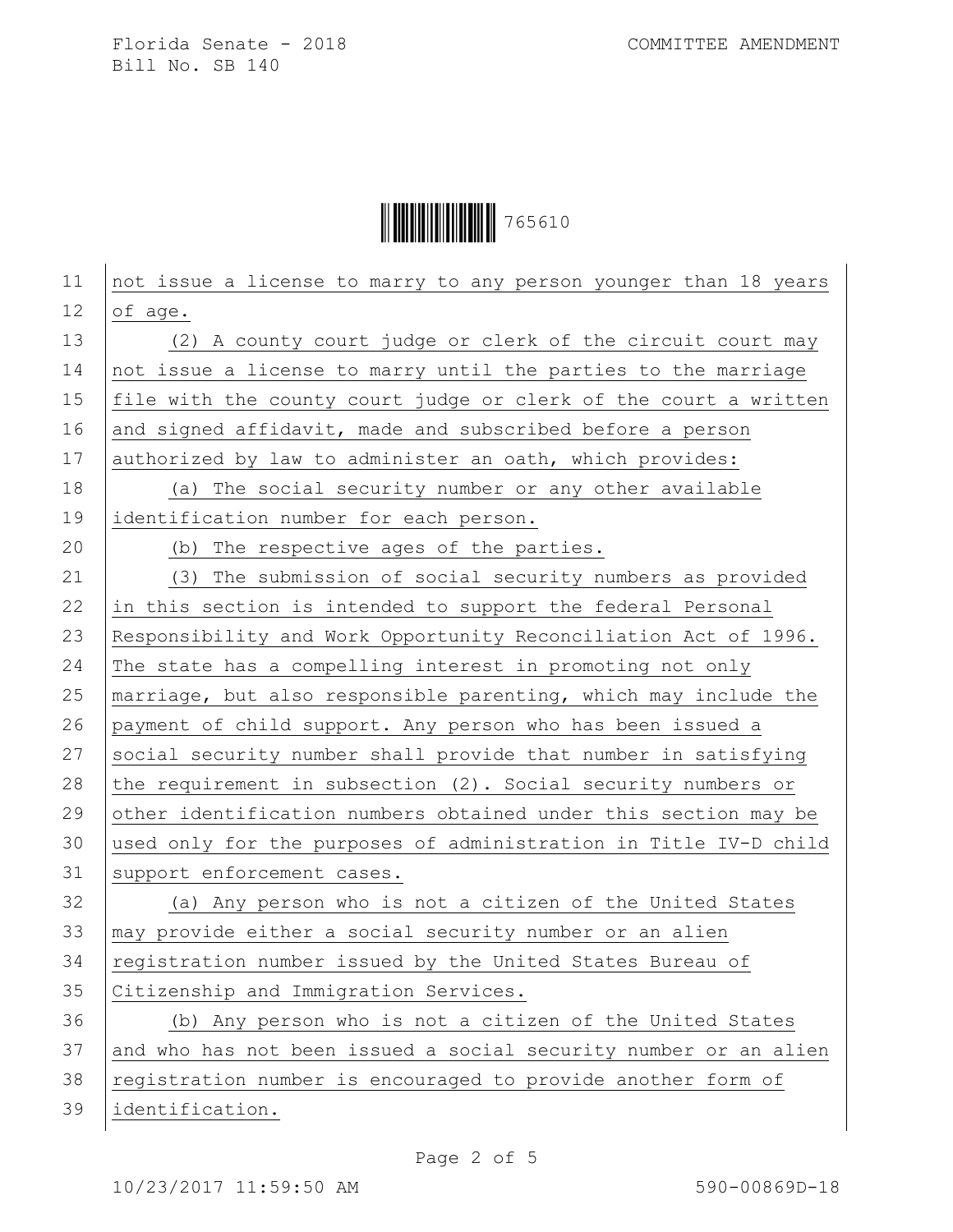not issue a license to marry to any person younger than 18 years of age.

(2) A county court judge or clerk of the circuit court may not issue a license to marry until the parties to the marriage file with the county court judge or clerk of the court a written and signed affidavit, made and subscribed before a person authorized by law to administer an oath, which provides:

(a) The social security number or any other available identification number for each person.

(b) The respective ages of the parties.

(3) The submission of social security numbers as provided in this section is intended to support the federal Personal Responsibility and Work Opportunity Reconciliation Act of 1996. The state has a compelling interest in promoting not only marriage, but also responsible parenting, which may include the payment of child support. Any person who has been issued a social security number shall provide that number in satisfying the requirement in subsection (2). Social security numbers or other identification numbers obtained under this section may be used only for the purposes of administration in Title IV-D child support enforcement cases.

(a) Any person who is not a citizen of the United States may provide either a social security number or an alien registration number issued by the United States Bureau of Citizenship and Immigration Services.

(b) Any person who is not a citizen of the United States and who has not been issued a social security number or an alien registration number is encouraged to provide another form of identification.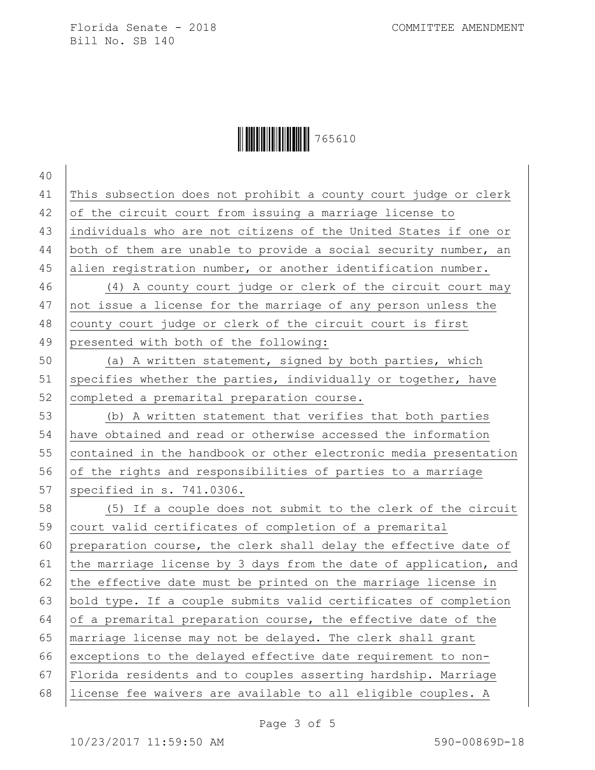This subsection does not prohibit a county court judge or clerk of the circuit court from issuing a marriage license to individuals who are not citizens of the United States if one or both of them are unable to provide a social security number, an alien registration number, or another identification number.

(4) A county court judge or clerk of the circuit court may not issue a license for the marriage of any person unless the county court judge or clerk of the circuit court is first presented with both of the following:

(a) A written statement, signed by both parties, which specifies whether the parties, individually or together, have completed a premarital preparation course.

(b) A written statement that verifies that both parties have obtained and read or otherwise accessed the information contained in the handbook or other electronic media presentation of the rights and responsibilities of parties to a marriage specified in s. 741.0306.

(5) If a couple does not submit to the clerk of the circuit court valid certificates of completion of a premarital preparation course, the clerk shall delay the effective date of the marriage license by 3 days from the date of application, and the effective date must be printed on the marriage license in bold type. If a couple submits valid certificates of completion of a premarital preparation course, the effective date of the marriage license may not be delayed. The clerk shall grant exceptions to the delayed effective date requirement to non-Florida residents and to couples asserting hardship. Marriage license fee waivers are available to all eligible couples. A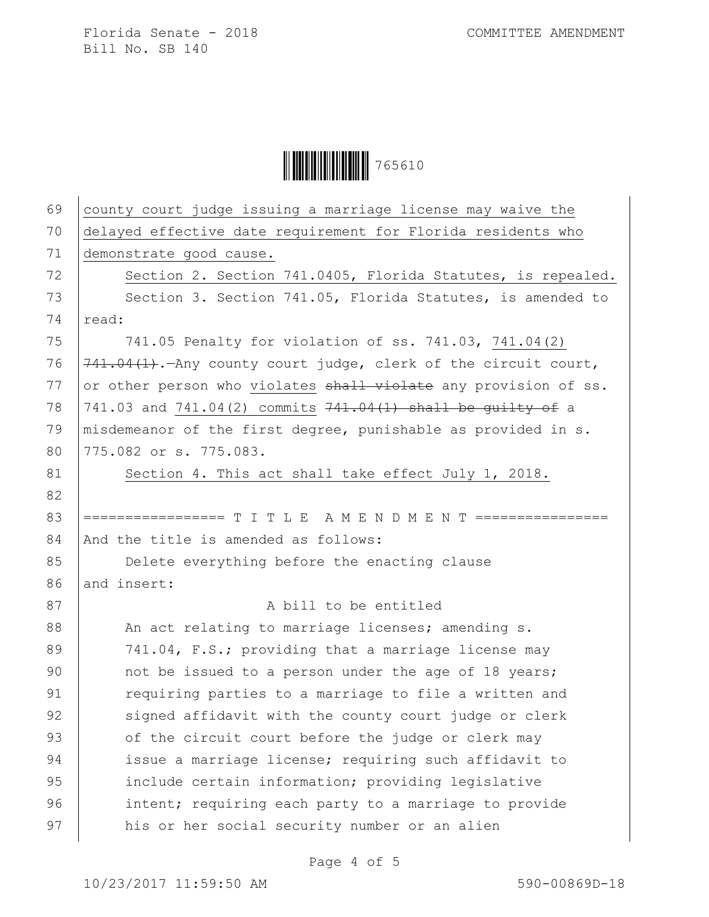county court judge issuing a marriage license may waive the delayed effective date requirement for Florida residents who demonstrate good cause.

Section 2. Section 741.0405, Florida Statutes, is repealed.

Section 3. Section 741.05, Florida Statutes, is amended to read:

741.05 Penalty for violation of ss. 741.03, 741.04(2) ~~741.04(1)~~.—Any county court judge, clerk of the circuit court, or other person who violates ~~shall violate~~ any provision of ss. 741.03 and 741.04(2) commits ~~741.04(1) shall be guilty of~~ a misdemeanor of the first degree, punishable as provided in s. 775.082 or s. 775.083.

Section 4. This act shall take effect July 1, 2018.

================= T I T L E A M E N D M E N T ================

And the title is amended as follows:

Delete everything before the enacting clause and insert:

A bill to be entitled

An act relating to marriage licenses; amending s. 741.04, F.S.; providing that a marriage license may not be issued to a person under the age of 18 years; requiring parties to a marriage to file a written and signed affidavit with the county court judge or clerk of the circuit court before the judge or clerk may issue a marriage license; requiring such affidavit to include certain information; providing legislative intent; requiring each party to a marriage to provide his or her social security number or an alien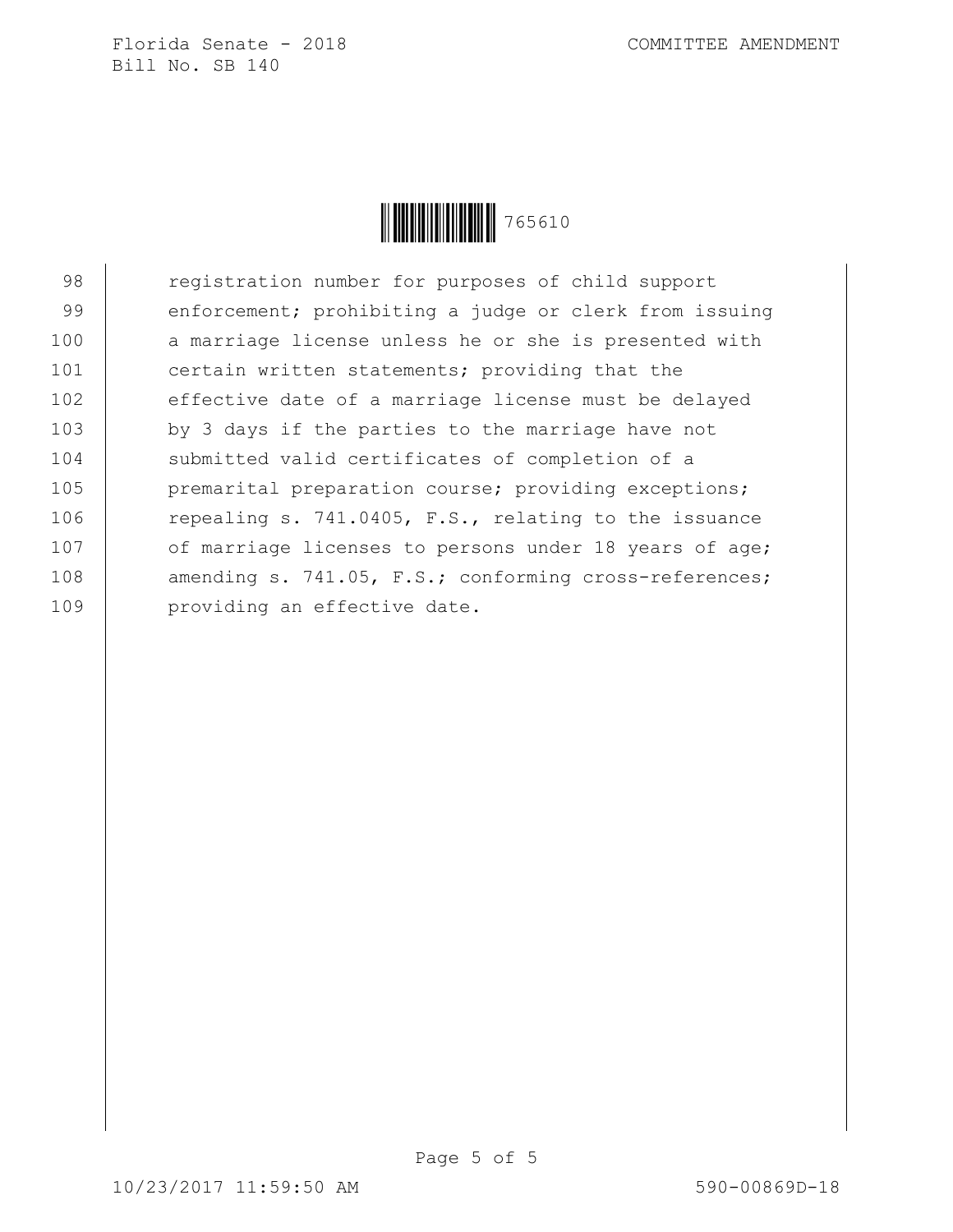registration number for purposes of child support enforcement; prohibiting a judge or clerk from issuing a marriage license unless he or she is presented with certain written statements; providing that the effective date of a marriage license must be delayed by 3 days if the parties to the marriage have not submitted valid certificates of completion of a premarital preparation course; providing exceptions; repealing s. 741.0405, F.S., relating to the issuance of marriage licenses to persons under 18 years of age; amending s. 741.05, F.S.; conforming cross-references; providing an effective date.